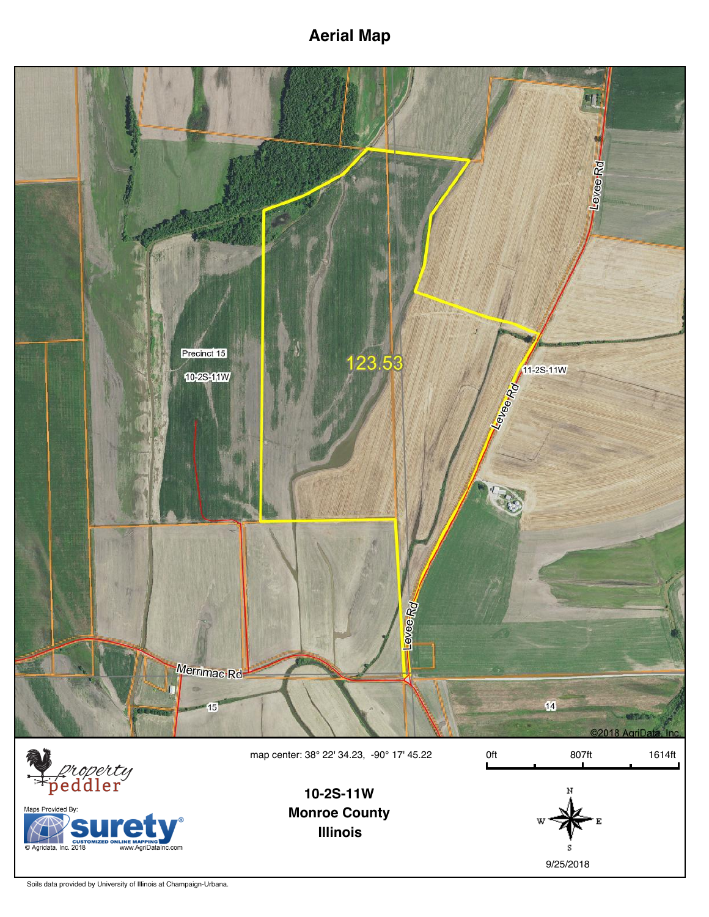# Aerial Map

Precinct 15

10-2S-11W

123.53

11-2S-11W

Levee Rd

Levee Rd

Levee Rd

Merrimac Rd

15

14

©2018 AgriData, Inc.

property peddler

Maps Provided By:

surety® CUSTOMIZED ONLINE MAPPING

© Agridata, Inc. 2018 www.AgriDataInc.com

map center: 38° 22' 34.23, -90° 17' 45.22

**10-2S-11W**
**Monroe County**
**Illinois**

0ft 807ft 1614ft

N W E S

9/25/2018

Soils data provided by University of Illinois at Champaign-Urbana.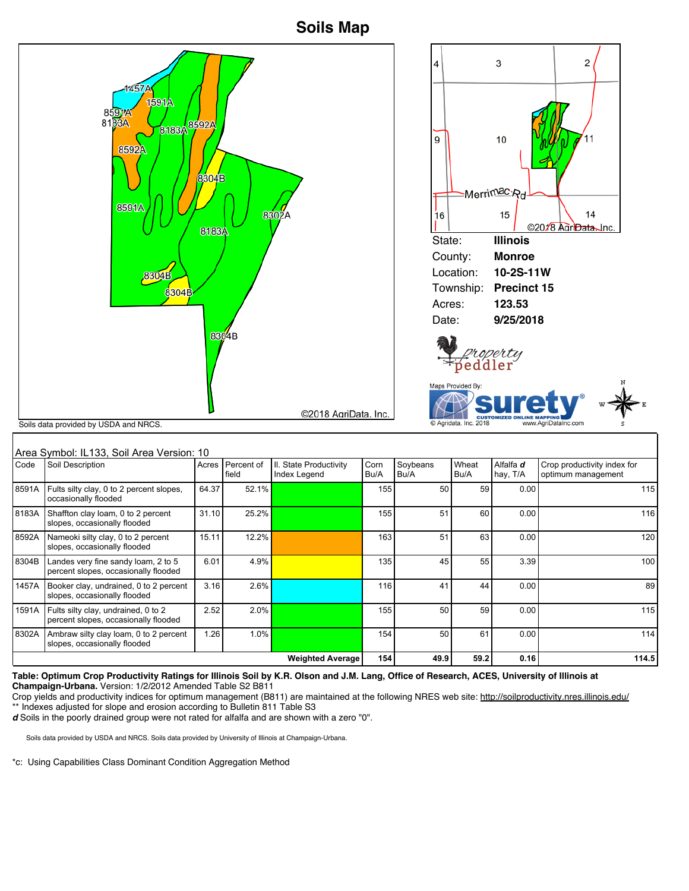# Soils Map

8591A
1457A
1591A
8183A
8592A
8304B
8302A

©2018 AgriData, Inc.

Soils data provided by USDA and NRCS.

4 3 2
9 10 11
Merrimac Rd
16 15 14

©2018 AgriData, Inc.

| | |
|---|---|
| State: | **Illinois** |
| County: | **Monroe** |
| Location: | **10-2S-11W** |
| Township: | **Precinct 15** |
| Acres: | **123.53** |
| Date: | **9/25/2018** |

property peddler

Maps Provided By: surety® CUSTOMIZED ONLINE MAPPING © Agridata, Inc. 2018 www.AgriDataInc.com

Area Symbol: IL133, Soil Area Version: 10

| Code | Soil Description | Acres | Percent of field | Il. State Productivity Index Legend | Corn Bu/A | Soybeans Bu/A | Wheat Bu/A | Alfalfa *d* hay, T/A | Crop productivity index for optimum management |
|---|---|---|---|---|---|---|---|---|---|
| 8591A | Fults silty clay, 0 to 2 percent slopes, occasionally flooded | 64.37 | 52.1% | | 155 | 50 | 59 | 0.00 | 115 |
| 8183A | Shaffton clay loam, 0 to 2 percent slopes, occasionally flooded | 31.10 | 25.2% | | 155 | 51 | 60 | 0.00 | 116 |
| 8592A | Nameoki silty clay, 0 to 2 percent slopes, occasionally flooded | 15.11 | 12.2% | | 163 | 51 | 63 | 0.00 | 120 |
| 8304B | Landes very fine sandy loam, 2 to 5 percent slopes, occasionally flooded | 6.01 | 4.9% | | 135 | 45 | 55 | 3.39 | 100 |
| 1457A | Booker clay, undrained, 0 to 2 percent slopes, occasionally flooded | 3.16 | 2.6% | | 116 | 41 | 44 | 0.00 | 89 |
| 1591A | Fults silty clay, undrained, 0 to 2 percent slopes, occasionally flooded | 2.52 | 2.0% | | 155 | 50 | 59 | 0.00 | 115 |
| 8302A | Ambraw silty clay loam, 0 to 2 percent slopes, occasionally flooded | 1.26 | 1.0% | | 154 | 50 | 61 | 0.00 | 114 |
| | | | | **Weighted Average** | **154** | **49.9** | **59.2** | **0.16** | **114.5** |

**Table: Optimum Crop Productivity Ratings for Illinois Soil by K.R. Olson and J.M. Lang, Office of Research, ACES, University of Illinois at Champaign-Urbana.** Version: 1/2/2012 Amended Table S2 B811

Crop yields and productivity indices for optimum management (B811) are maintained at the following NRES web site: http://soilproductivity.nres.illinois.edu/

** Indexes adjusted for slope and erosion according to Bulletin 811 Table S3

***d*** Soils in the poorly drained group were not rated for alfalfa and are shown with a zero "0".

Soils data provided by USDA and NRCS. Soils data provided by University of Illinois at Champaign-Urbana.

*c: Using Capabilities Class Dominant Condition Aggregation Method